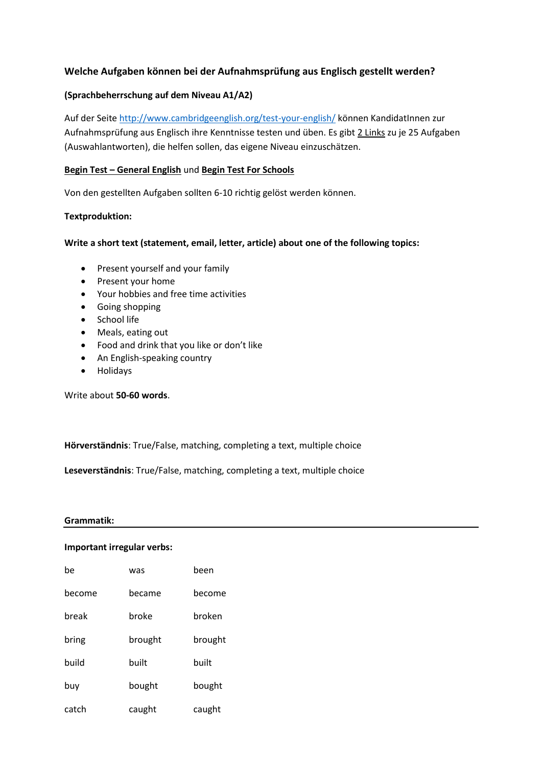## Welche Aufgaben können bei der Aufnahmsprüfung aus Englisch gestellt werden?

### (Sprachbeherrschung auf dem Niveau A1/A2)

Auf der Seite [http://www.cambridgeenglish.org/test-your-english/](http://www.cambridgeenglish.org/test-your-english/) können KandidatInnen zur Aufnahmsprüfung aus Englisch ihre Kenntnisse testen und üben. Es gibt 2 Links zu je 25 Aufgaben (Auswahlantworten), die helfen sollen, das eigene Niveau einzuschätzen.

**Begin Test – General English** und **Begin Test For Schools**

Von den gestellten Aufgaben sollten 6-10 richtig gelöst werden können.

**Textproduktion:**

**Write a short text (statement, email, letter, article) about one of the following topics:**

- Present yourself and your family
- Present your home
- Your hobbies and free time activities
- Going shopping
- School life
- Meals, eating out
- Food and drink that you like or don't like
- An English-speaking country
- Holidays

Write about **50-60 words**.

**Hörverständnis**: True/False, matching, completing a text, multiple choice

**Leseverständnis**: True/False, matching, completing a text, multiple choice

**Grammatik:**

**Important irregular verbs:**

| | | |
|---|---|---|
| be | was | been |
| become | became | become |
| break | broke | broken |
| bring | brought | brought |
| build | built | built |
| buy | bought | bought |
| catch | caught | caught |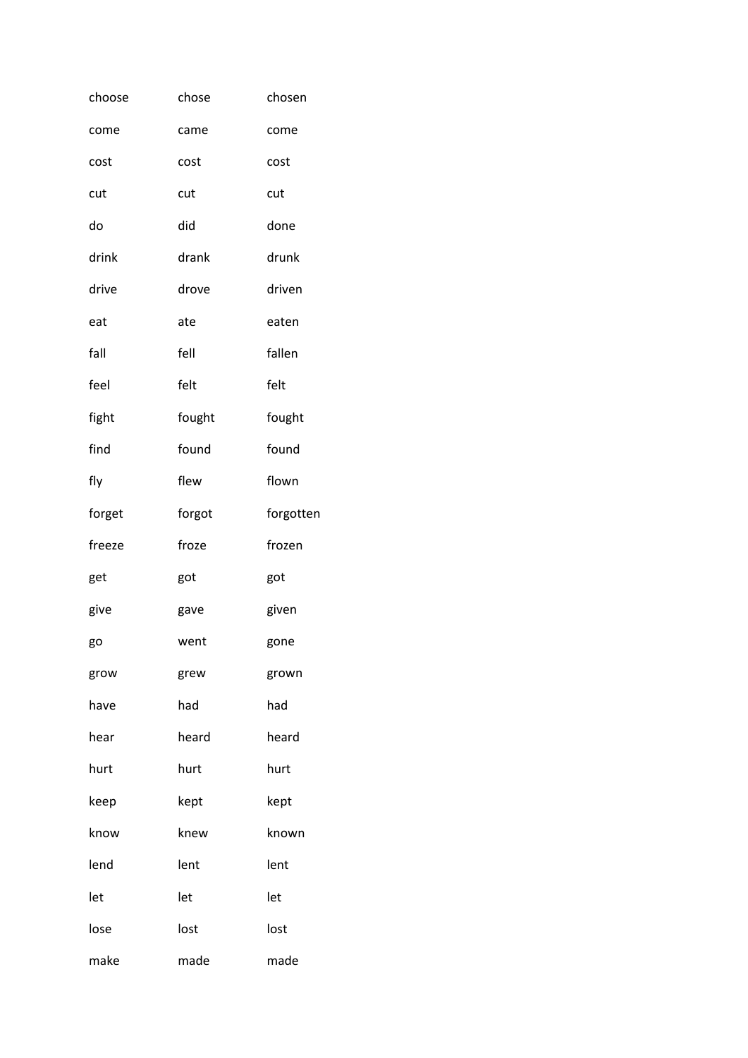| | | |
|---|---|---|
| choose | chose | chosen |
| come | came | come |
| cost | cost | cost |
| cut | cut | cut |
| do | did | done |
| drink | drank | drunk |
| drive | drove | driven |
| eat | ate | eaten |
| fall | fell | fallen |
| feel | felt | felt |
| fight | fought | fought |
| find | found | found |
| fly | flew | flown |
| forget | forgot | forgotten |
| freeze | froze | frozen |
| get | got | got |
| give | gave | given |
| go | went | gone |
| grow | grew | grown |
| have | had | had |
| hear | heard | heard |
| hurt | hurt | hurt |
| keep | kept | kept |
| know | knew | known |
| lend | lent | lent |
| let | let | let |
| lose | lost | lost |
| make | made | made |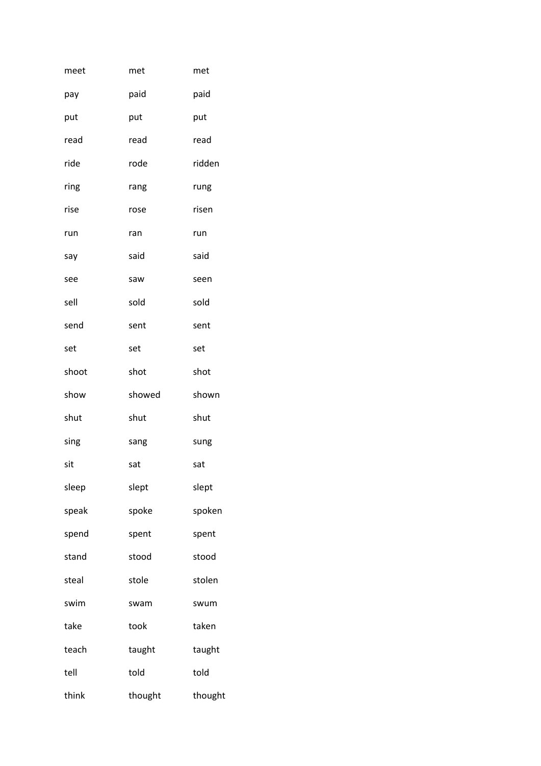| | | |
|---|---|---|
| meet | met | met |
| pay | paid | paid |
| put | put | put |
| read | read | read |
| ride | rode | ridden |
| ring | rang | rung |
| rise | rose | risen |
| run | ran | run |
| say | said | said |
| see | saw | seen |
| sell | sold | sold |
| send | sent | sent |
| set | set | set |
| shoot | shot | shot |
| show | showed | shown |
| shut | shut | shut |
| sing | sang | sung |
| sit | sat | sat |
| sleep | slept | slept |
| speak | spoke | spoken |
| spend | spent | spent |
| stand | stood | stood |
| steal | stole | stolen |
| swim | swam | swum |
| take | took | taken |
| teach | taught | taught |
| tell | told | told |
| think | thought | thought |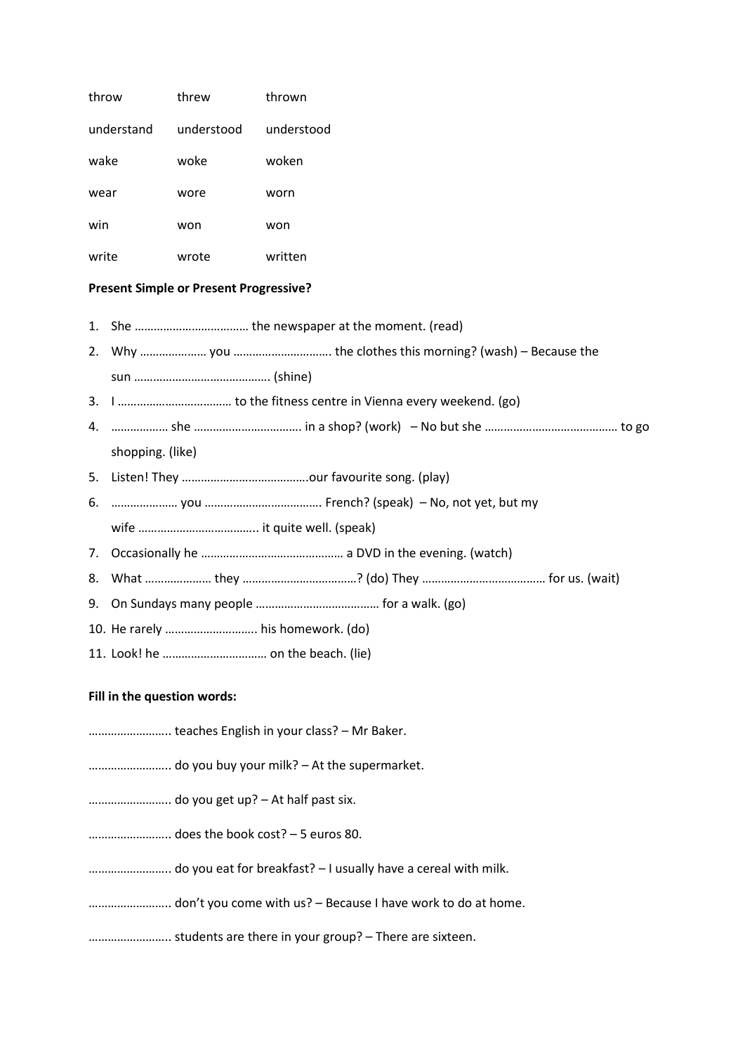| | | |
|---|---|---|
| throw | threw | thrown |
| understand | understood | understood |
| wake | woke | woken |
| wear | wore | worn |
| win | won | won |
| write | wrote | written |

**Present Simple or Present Progressive?**

1. She ……………………………… the newspaper at the moment. (read)
2. Why ………………… you …………………………. the clothes this morning? (wash) – Because the sun ……………………………………. (shine)
3. I ……………………………… to the fitness centre in Vienna every weekend. (go)
4. ……………… she ……………………………. in a shop? (work) – No but she …………………………………… to go shopping. (like)
5. Listen! They ………………………………….our favourite song. (play)
6. ………………… you ………………………………. French? (speak) – No, not yet, but my wife ………………………………. it quite well. (speak)
7. Occasionally he ……………………………………… a DVD in the evening. (watch)
8. What ………………… they ………………………………? (do) They ………………………………… for us. (wait)
9. On Sundays many people ………………………………… for a walk. (go)
10. He rarely ………………………. his homework. (do)
11. Look! he …………………………… on the beach. (lie)

**Fill in the question words:**

…………………….. teaches English in your class? – Mr Baker.

…………………….. do you buy your milk? – At the supermarket.

…………………….. do you get up? – At half past six.

…………………….. does the book cost? – 5 euros 80.

…………………….. do you eat for breakfast? – I usually have a cereal with milk.

…………………….. don't you come with us? – Because I have work to do at home.

…………………….. students are there in your group? – There are sixteen.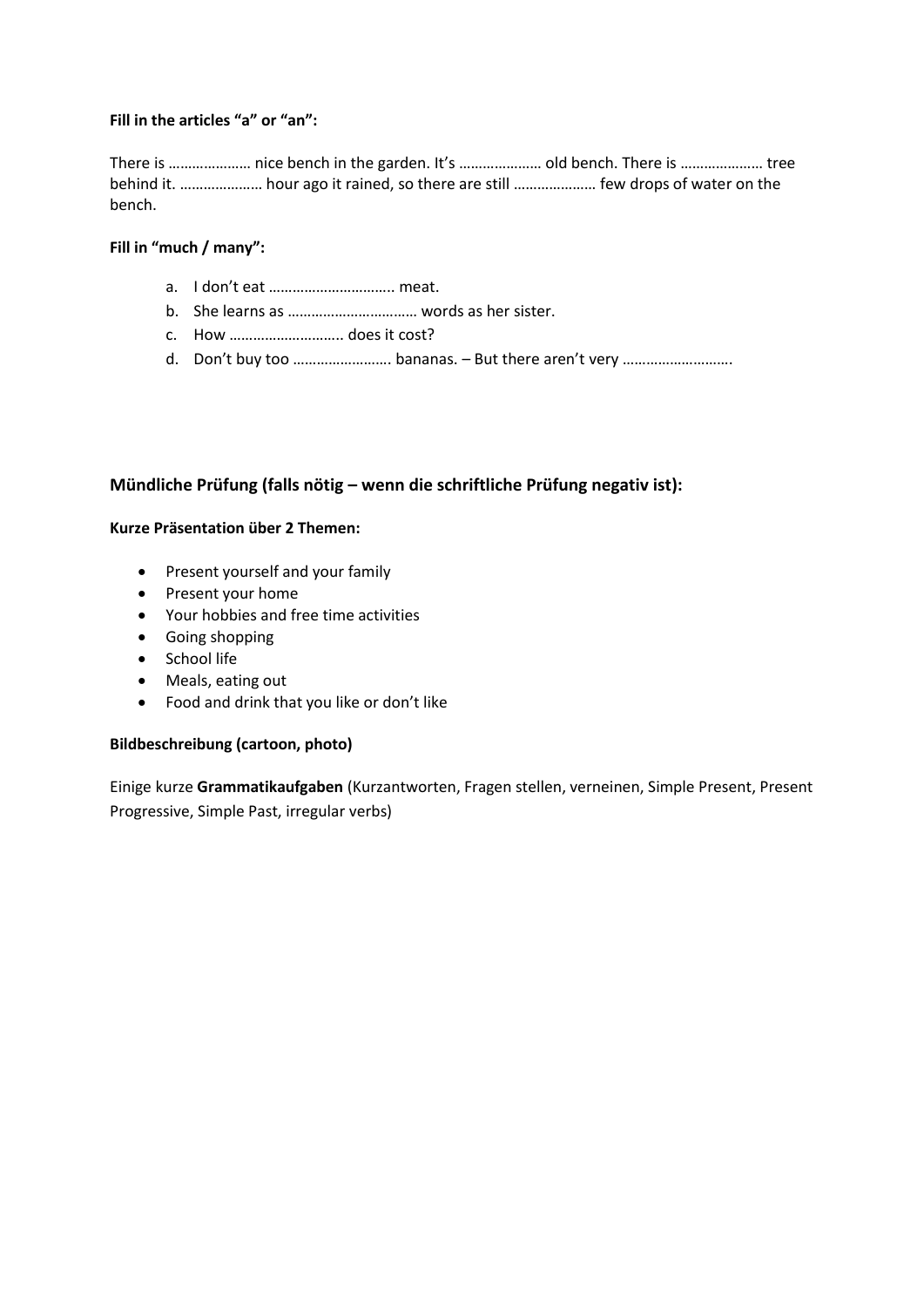**Fill in the articles "a" or "an":**

There is ………………… nice bench in the garden. It's ………………… old bench. There is ………………… tree behind it. ………………… hour ago it rained, so there are still ………………… few drops of water on the bench.

**Fill in "much / many":**

a. I don't eat ………………………….. meat.
b. She learns as …………………………… words as her sister.
c. How ……………………….. does it cost?
d. Don't buy too ……………………. bananas. – But there aren't very ……………………….

### Mündliche Prüfung (falls nötig – wenn die schriftliche Prüfung negativ ist):

**Kurze Präsentation über 2 Themen:**

- Present yourself and your family
- Present your home
- Your hobbies and free time activities
- Going shopping
- School life
- Meals, eating out
- Food and drink that you like or don't like

**Bildbeschreibung (cartoon, photo)**

Einige kurze **Grammatikaufgaben** (Kurzantworten, Fragen stellen, verneinen, Simple Present, Present Progressive, Simple Past, irregular verbs)